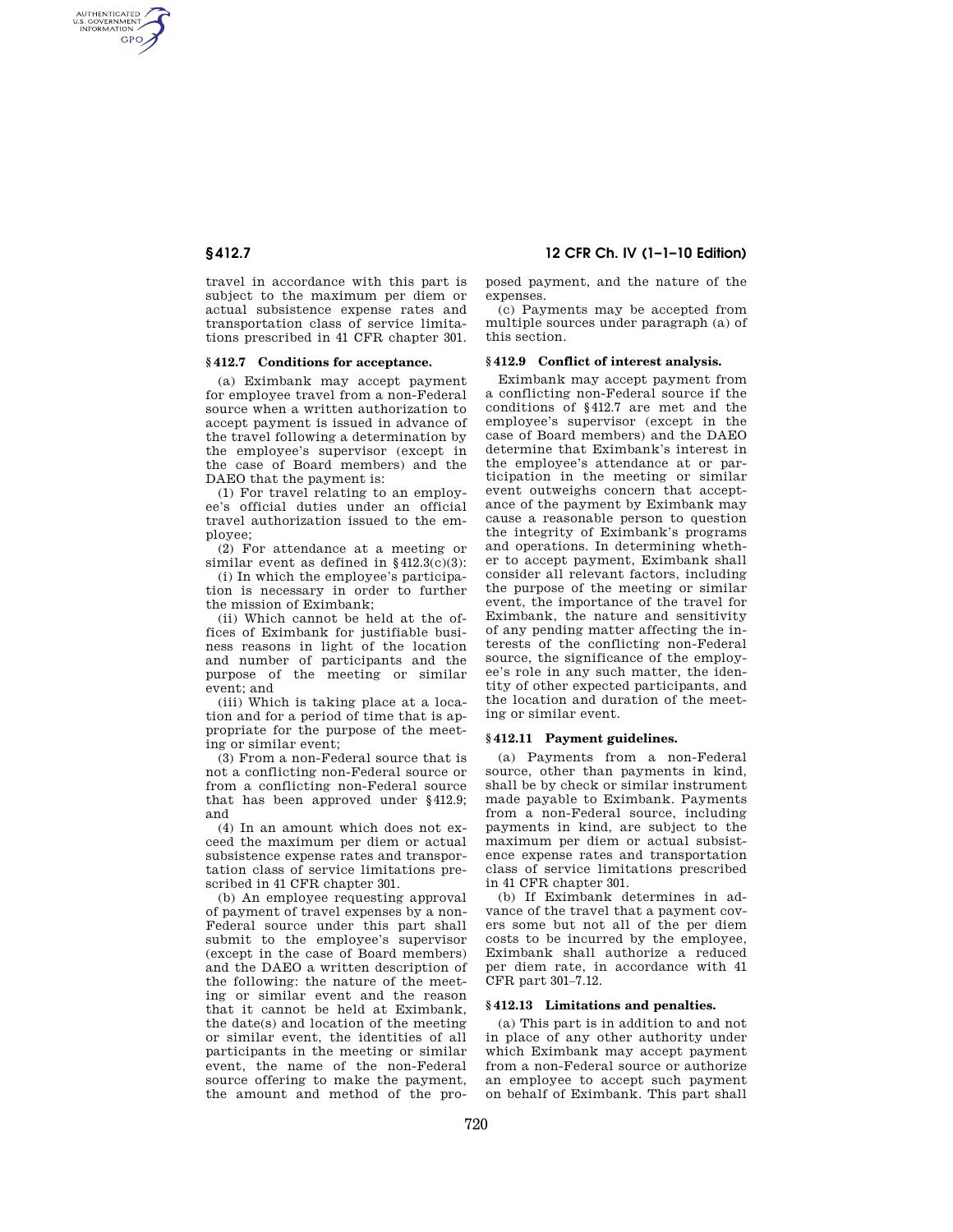travel in accordance with this part is subject to the maximum per diem or actual subsistence expense rates and transportation class of service limitations prescribed in 41 CFR chapter 301.

### § 412.7 Conditions for acceptance.

(a) Eximbank may accept payment for employee travel from a non-Federal source when a written authorization to accept payment is issued in advance of the travel following a determination by the employee's supervisor (except in the case of Board members) and the DAEO that the payment is:

(1) For travel relating to an employee's official duties under an official travel authorization issued to the employee;

(2) For attendance at a meeting or similar event as defined in § 412.3(c)(3):

(i) In which the employee's participation is necessary in order to further the mission of Eximbank;

(ii) Which cannot be held at the offices of Eximbank for justifiable business reasons in light of the location and number of participants and the purpose of the meeting or similar event; and

(iii) Which is taking place at a location and for a period of time that is appropriate for the purpose of the meeting or similar event;

(3) From a non-Federal source that is not a conflicting non-Federal source or from a conflicting non-Federal source that has been approved under § 412.9; and

(4) In an amount which does not exceed the maximum per diem or actual subsistence expense rates and transportation class of service limitations prescribed in 41 CFR chapter 301.

(b) An employee requesting approval of payment of travel expenses by a non-Federal source under this part shall submit to the employee's supervisor (except in the case of Board members) and the DAEO a written description of the following: the nature of the meeting or similar event and the reason that it cannot be held at Eximbank, the date(s) and location of the meeting or similar event, the identities of all participants in the meeting or similar event, the name of the non-Federal source offering to make the payment, the amount and method of the proposed payment, and the nature of the expenses.

(c) Payments may be accepted from multiple sources under paragraph (a) of this section.

### § 412.9 Conflict of interest analysis.

Eximbank may accept payment from a conflicting non-Federal source if the conditions of § 412.7 are met and the employee's supervisor (except in the case of Board members) and the DAEO determine that Eximbank's interest in the employee's attendance at or participation in the meeting or similar event outweighs concern that acceptance of the payment by Eximbank may cause a reasonable person to question the integrity of Eximbank's programs and operations. In determining whether to accept payment, Eximbank shall consider all relevant factors, including the purpose of the meeting or similar event, the importance of the travel for Eximbank, the nature and sensitivity of any pending matter affecting the interests of the conflicting non-Federal source, the significance of the employee's role in any such matter, the identity of other expected participants, and the location and duration of the meeting or similar event.

### § 412.11 Payment guidelines.

(a) Payments from a non-Federal source, other than payments in kind, shall be by check or similar instrument made payable to Eximbank. Payments from a non-Federal source, including payments in kind, are subject to the maximum per diem or actual subsistence expense rates and transportation class of service limitations prescribed in 41 CFR chapter 301.

(b) If Eximbank determines in advance of the travel that a payment covers some but not all of the per diem costs to be incurred by the employee, Eximbank shall authorize a reduced per diem rate, in accordance with 41 CFR part 301–7.12.

### § 412.13 Limitations and penalties.

(a) This part is in addition to and not in place of any other authority under which Eximbank may accept payment from a non-Federal source or authorize an employee to accept such payment on behalf of Eximbank. This part shall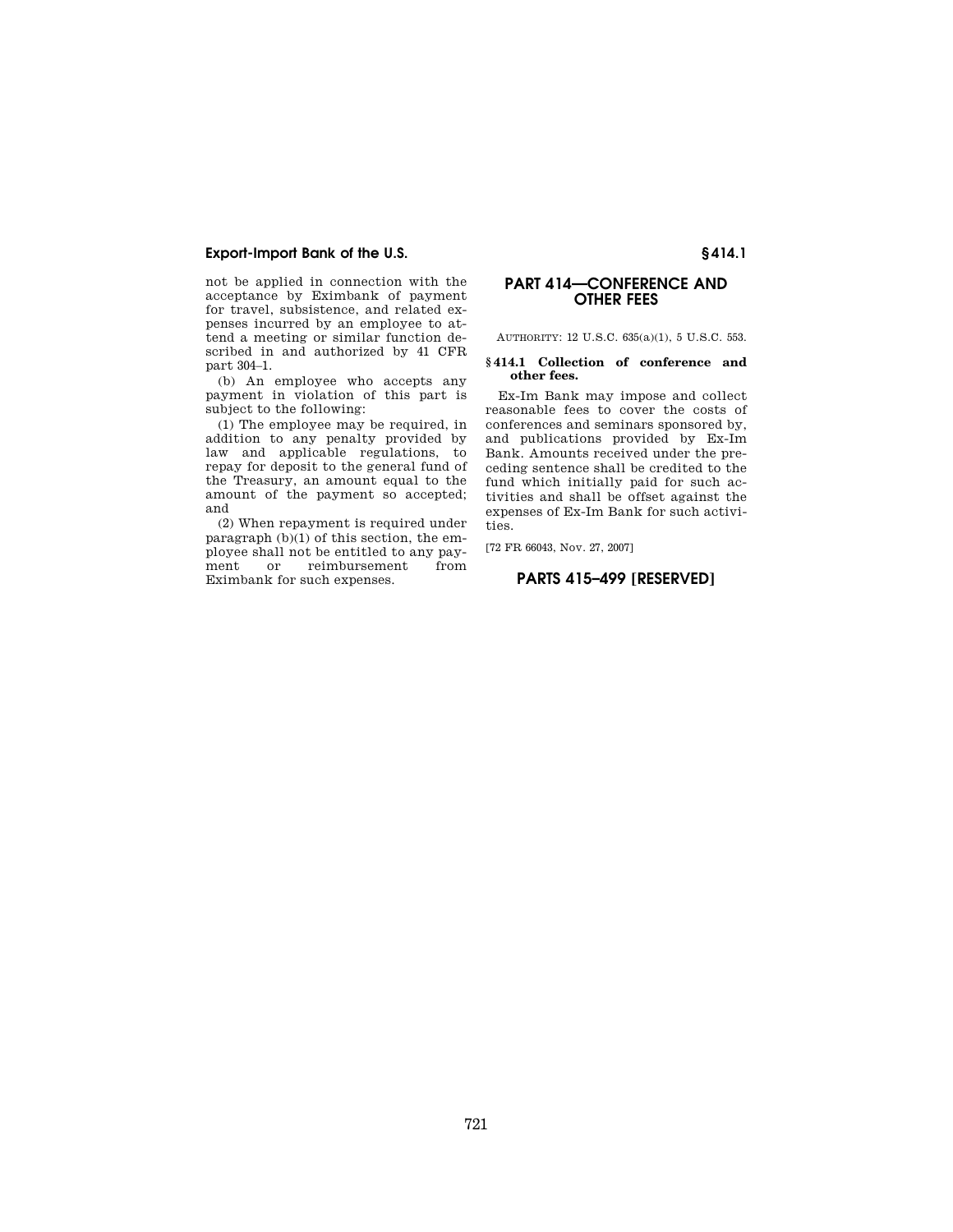not be applied in connection with the acceptance by Eximbank of payment for travel, subsistence, and related expenses incurred by an employee to attend a meeting or similar function described in and authorized by 41 CFR part 304–1.

(b) An employee who accepts any payment in violation of this part is subject to the following:

(1) The employee may be required, in addition to any penalty provided by law and applicable regulations, to repay for deposit to the general fund of the Treasury, an amount equal to the amount of the payment so accepted; and

(2) When repayment is required under paragraph (b)(1) of this section, the employee shall not be entitled to any payment or reimbursement from Eximbank for such expenses.

## PART 414—CONFERENCE AND OTHER FEES

AUTHORITY: 12 U.S.C. 635(a)(1), 5 U.S.C. 553.

### § 414.1 Collection of conference and other fees.

Ex-Im Bank may impose and collect reasonable fees to cover the costs of conferences and seminars sponsored by, and publications provided by Ex-Im Bank. Amounts received under the preceding sentence shall be credited to the fund which initially paid for such activities and shall be offset against the expenses of Ex-Im Bank for such activities.

[72 FR 66043, Nov. 27, 2007]

## PARTS 415–499 [RESERVED]